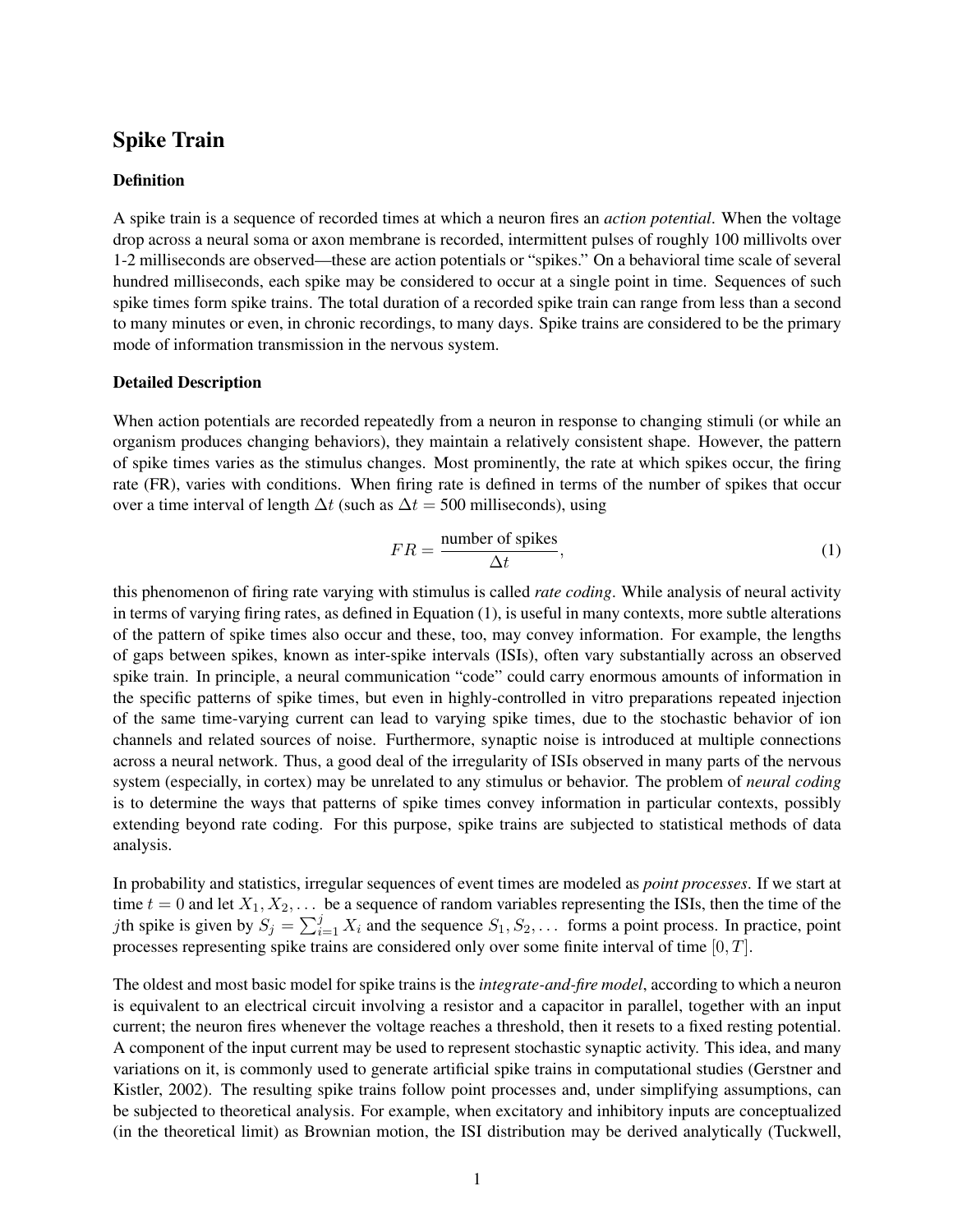# Spike Train

### Definition

A spike train is a sequence of recorded times at which a neuron fires an *action potential*. When the voltage drop across a neural soma or axon membrane is recorded, intermittent pulses of roughly 100 millivolts over 1-2 milliseconds are observed—these are action potentials or "spikes." On a behavioral time scale of several hundred milliseconds, each spike may be considered to occur at a single point in time. Sequences of such spike times form spike trains. The total duration of a recorded spike train can range from less than a second to many minutes or even, in chronic recordings, to many days. Spike trains are considered to be the primary mode of information transmission in the nervous system.

### Detailed Description

When action potentials are recorded repeatedly from a neuron in response to changing stimuli (or while an organism produces changing behaviors), they maintain a relatively consistent shape. However, the pattern of spike times varies as the stimulus changes. Most prominently, the rate at which spikes occur, the firing rate (FR), varies with conditions. When firing rate is defined in terms of the number of spikes that occur over a time interval of length $\Delta t$ (such as $\Delta t = 500$ milliseconds), using

$$FR = \frac{\text{number of spikes}}{\Delta t}, \tag{1}$$

this phenomenon of firing rate varying with stimulus is called *rate coding*. While analysis of neural activity in terms of varying firing rates, as defined in Equation (1), is useful in many contexts, more subtle alterations of the pattern of spike times also occur and these, too, may convey information. For example, the lengths of gaps between spikes, known as inter-spike intervals (ISIs), often vary substantially across an observed spike train. In principle, a neural communication "code" could carry enormous amounts of information in the specific patterns of spike times, but even in highly-controlled in vitro preparations repeated injection of the same time-varying current can lead to varying spike times, due to the stochastic behavior of ion channels and related sources of noise. Furthermore, synaptic noise is introduced at multiple connections across a neural network. Thus, a good deal of the irregularity of ISIs observed in many parts of the nervous system (especially, in cortex) may be unrelated to any stimulus or behavior. The problem of *neural coding* is to determine the ways that patterns of spike times convey information in particular contexts, possibly extending beyond rate coding. For this purpose, spike trains are subjected to statistical methods of data analysis.

In probability and statistics, irregular sequences of event times are modeled as *point processes*. If we start at time $t = 0$ and let $X_1, X_2, \ldots$ be a sequence of random variables representing the ISIs, then the time of the $j$th spike is given by $S_j = \sum_{i=1}^{j} X_i$ and the sequence $S_1, S_2, \ldots$ forms a point process. In practice, point processes representing spike trains are considered only over some finite interval of time $[0, T]$.

The oldest and most basic model for spike trains is the *integrate-and-fire model*, according to which a neuron is equivalent to an electrical circuit involving a resistor and a capacitor in parallel, together with an input current; the neuron fires whenever the voltage reaches a threshold, then it resets to a fixed resting potential. A component of the input current may be used to represent stochastic synaptic activity. This idea, and many variations on it, is commonly used to generate artificial spike trains in computational studies (Gerstner and Kistler, 2002). The resulting spike trains follow point processes and, under simplifying assumptions, can be subjected to theoretical analysis. For example, when excitatory and inhibitory inputs are conceptualized (in the theoretical limit) as Brownian motion, the ISI distribution may be derived analytically (Tuckwell,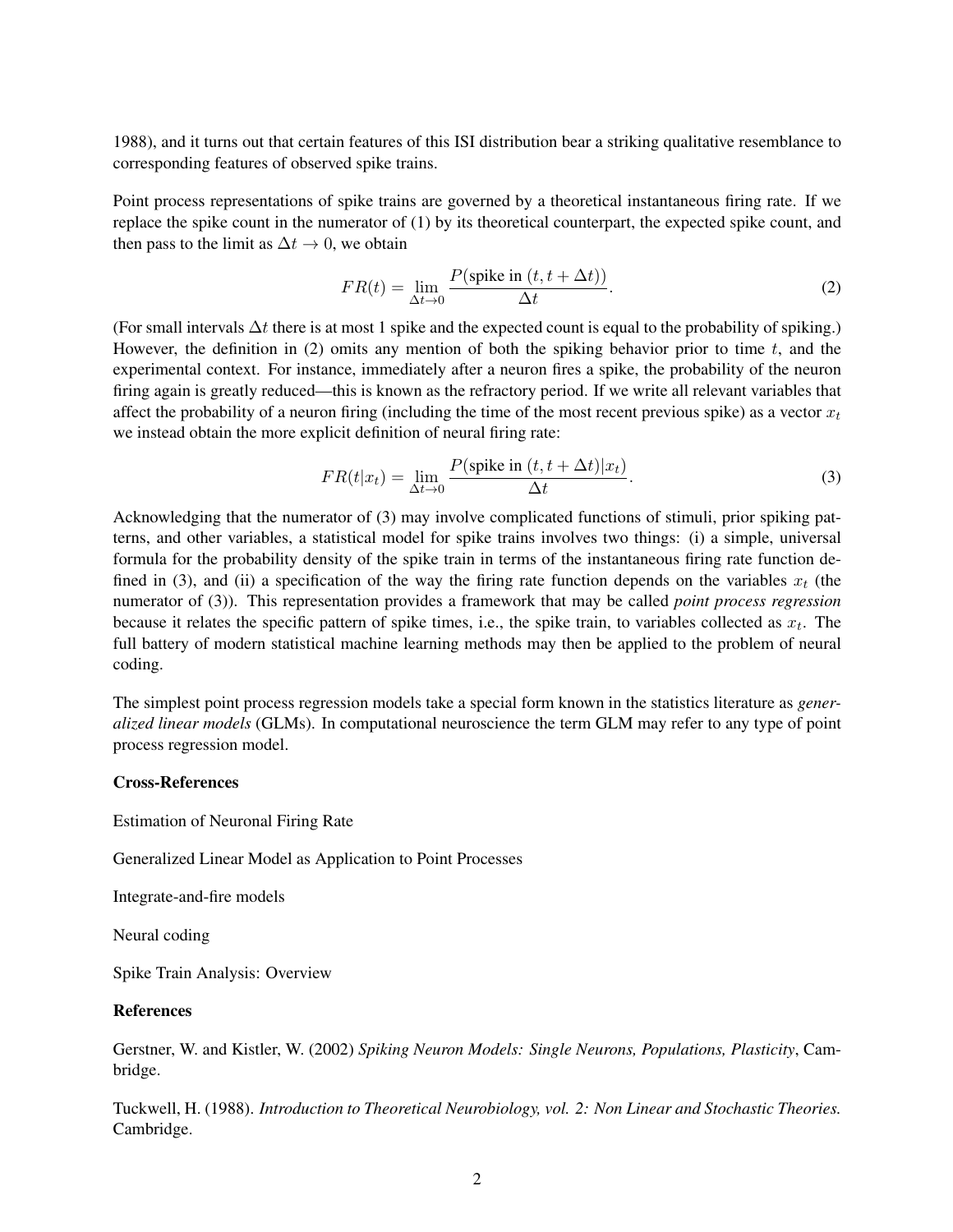1988), and it turns out that certain features of this ISI distribution bear a striking qualitative resemblance to corresponding features of observed spike trains.

Point process representations of spike trains are governed by a theoretical instantaneous firing rate. If we replace the spike count in the numerator of (1) by its theoretical counterpart, the expected spike count, and then pass to the limit as $\Delta t \to 0$, we obtain

$$FR(t) = \lim_{\Delta t \to 0} \frac{P(\text{spike in } (t, t + \Delta t))}{\Delta t}. \tag{2}$$

(For small intervals $\Delta t$ there is at most 1 spike and the expected count is equal to the probability of spiking.) However, the definition in (2) omits any mention of both the spiking behavior prior to time $t$, and the experimental context. For instance, immediately after a neuron fires a spike, the probability of the neuron firing again is greatly reduced—this is known as the refractory period. If we write all relevant variables that affect the probability of a neuron firing (including the time of the most recent previous spike) as a vector $x_t$ we instead obtain the more explicit definition of neural firing rate:

$$FR(t|x_t) = \lim_{\Delta t \to 0} \frac{P(\text{spike in } (t, t + \Delta t)|x_t)}{\Delta t}. \tag{3}$$

Acknowledging that the numerator of (3) may involve complicated functions of stimuli, prior spiking patterns, and other variables, a statistical model for spike trains involves two things: (i) a simple, universal formula for the probability density of the spike train in terms of the instantaneous firing rate function defined in (3), and (ii) a specification of the way the firing rate function depends on the variables $x_t$ (the numerator of (3)). This representation provides a framework that may be called *point process regression* because it relates the specific pattern of spike times, i.e., the spike train, to variables collected as $x_t$. The full battery of modern statistical machine learning methods may then be applied to the problem of neural coding.

The simplest point process regression models take a special form known in the statistics literature as *generalized linear models* (GLMs). In computational neuroscience the term GLM may refer to any type of point process regression model.

**Cross-References**

Estimation of Neuronal Firing Rate

Generalized Linear Model as Application to Point Processes

Integrate-and-fire models

Neural coding

Spike Train Analysis: Overview

**References**

Gerstner, W. and Kistler, W. (2002) *Spiking Neuron Models: Single Neurons, Populations, Plasticity*, Cambridge.

Tuckwell, H. (1988). *Introduction to Theoretical Neurobiology, vol. 2: Non Linear and Stochastic Theories.* Cambridge.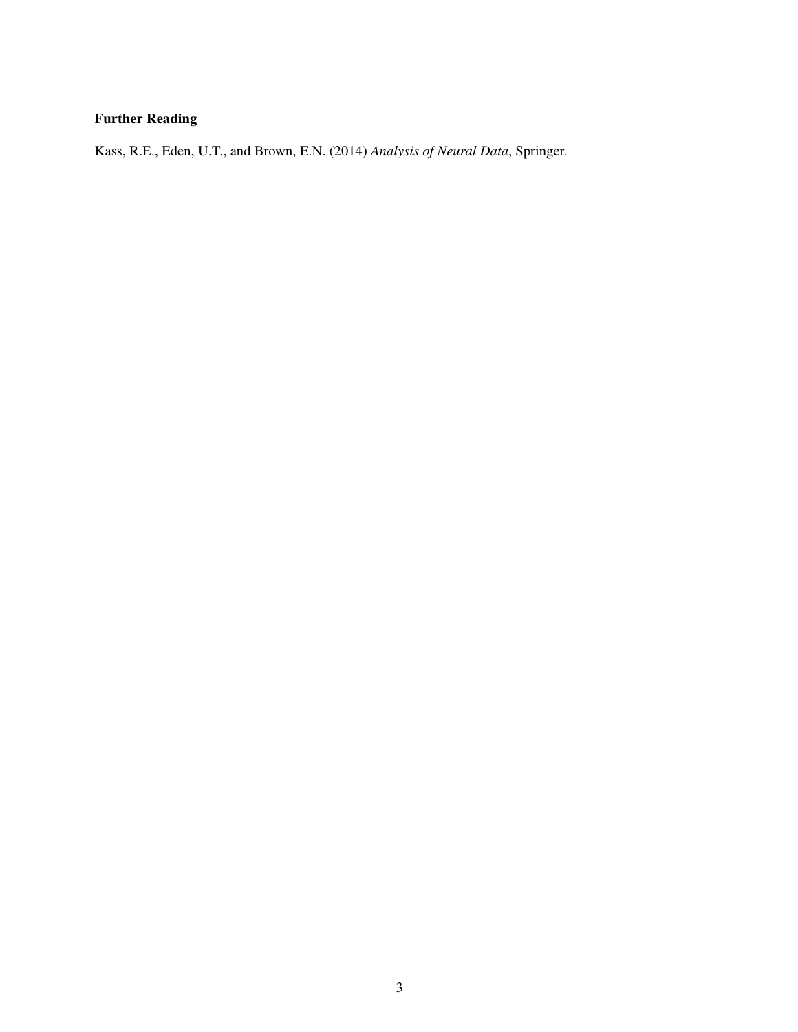## Further Reading

Kass, R.E., Eden, U.T., and Brown, E.N. (2014) *Analysis of Neural Data*, Springer.